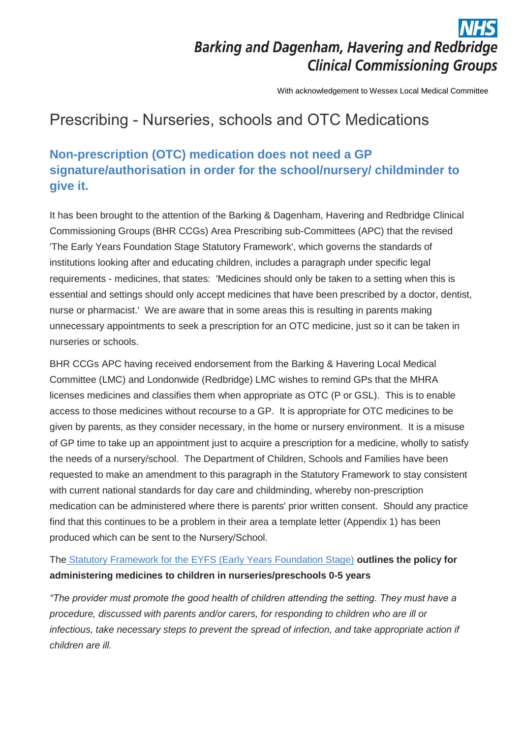NHS
**Barking and Dagenham, Havering and Redbridge Clinical Commissioning Groups**

With acknowledgement to Wessex Local Medical Committee

# Prescribing - Nurseries, schools and OTC Medications

## Non-prescription (OTC) medication does not need a GP signature/authorisation in order for the school/nursery/ childminder to give it.

It has been brought to the attention of the Barking & Dagenham, Havering and Redbridge Clinical Commissioning Groups (BHR CCGs) Area Prescribing sub-Committees (APC) that the revised 'The Early Years Foundation Stage Statutory Framework', which governs the standards of institutions looking after and educating children, includes a paragraph under specific legal requirements - medicines, that states: 'Medicines should only be taken to a setting when this is essential and settings should only accept medicines that have been prescribed by a doctor, dentist, nurse or pharmacist.' We are aware that in some areas this is resulting in parents making unnecessary appointments to seek a prescription for an OTC medicine, just so it can be taken in nurseries or schools.

BHR CCGs APC having received endorsement from the Barking & Havering Local Medical Committee (LMC) and Londonwide (Redbridge) LMC wishes to remind GPs that the MHRA licenses medicines and classifies them when appropriate as OTC (P or GSL). This is to enable access to those medicines without recourse to a GP. It is appropriate for OTC medicines to be given by parents, as they consider necessary, in the home or nursery environment. It is a misuse of GP time to take up an appointment just to acquire a prescription for a medicine, wholly to satisfy the needs of a nursery/school. The Department of Children, Schools and Families have been requested to make an amendment to this paragraph in the Statutory Framework to stay consistent with current national standards for day care and childminding, whereby non-prescription medication can be administered where there is parents' prior written consent. Should any practice find that this continues to be a problem in their area a template letter (Appendix 1) has been produced which can be sent to the Nursery/School.

The Statutory Framework for the EYFS (Early Years Foundation Stage) **outlines the policy for administering medicines to children in nurseries/preschools 0-5 years**

*"The provider must promote the good health of children attending the setting. They must have a procedure, discussed with parents and/or carers, for responding to children who are ill or infectious, take necessary steps to prevent the spread of infection, and take appropriate action if children are ill.*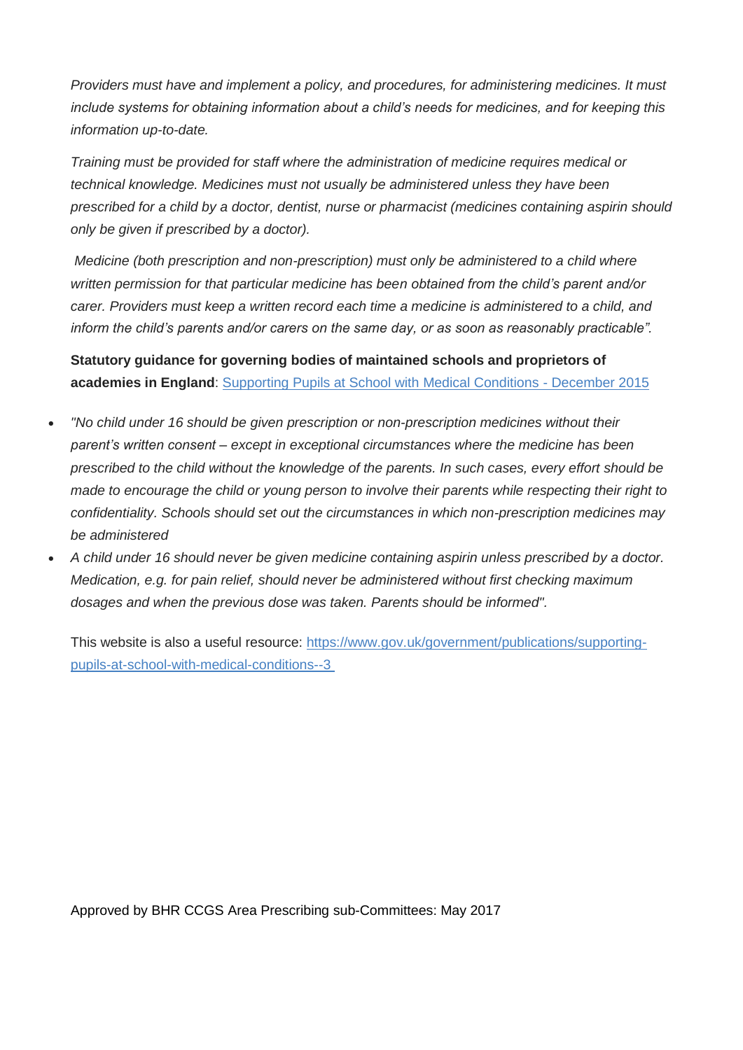*Providers must have and implement a policy, and procedures, for administering medicines. It must include systems for obtaining information about a child's needs for medicines, and for keeping this information up-to-date.*

*Training must be provided for staff where the administration of medicine requires medical or technical knowledge. Medicines must not usually be administered unless they have been prescribed for a child by a doctor, dentist, nurse or pharmacist (medicines containing aspirin should only be given if prescribed by a doctor).*

*Medicine (both prescription and non-prescription) must only be administered to a child where written permission for that particular medicine has been obtained from the child's parent and/or carer. Providers must keep a written record each time a medicine is administered to a child, and inform the child's parents and/or carers on the same day, or as soon as reasonably practicable".*

**Statutory guidance for governing bodies of maintained schools and proprietors of academies in England**: [Supporting Pupils at School with Medical Conditions - December 2015](https://www.gov.uk/government/publications/supporting-pupils-at-school-with-medical-conditions--3)

- *"No child under 16 should be given prescription or non-prescription medicines without their parent's written consent – except in exceptional circumstances where the medicine has been prescribed to the child without the knowledge of the parents. In such cases, every effort should be made to encourage the child or young person to involve their parents while respecting their right to confidentiality. Schools should set out the circumstances in which non-prescription medicines may be administered*
- *A child under 16 should never be given medicine containing aspirin unless prescribed by a doctor. Medication, e.g. for pain relief, should never be administered without first checking maximum dosages and when the previous dose was taken. Parents should be informed".*

This website is also a useful resource: [https://www.gov.uk/government/publications/supporting-pupils-at-school-with-medical-conditions--3](https://www.gov.uk/government/publications/supporting-pupils-at-school-with-medical-conditions--3)

Approved by BHR CCGS Area Prescribing sub-Committees: May 2017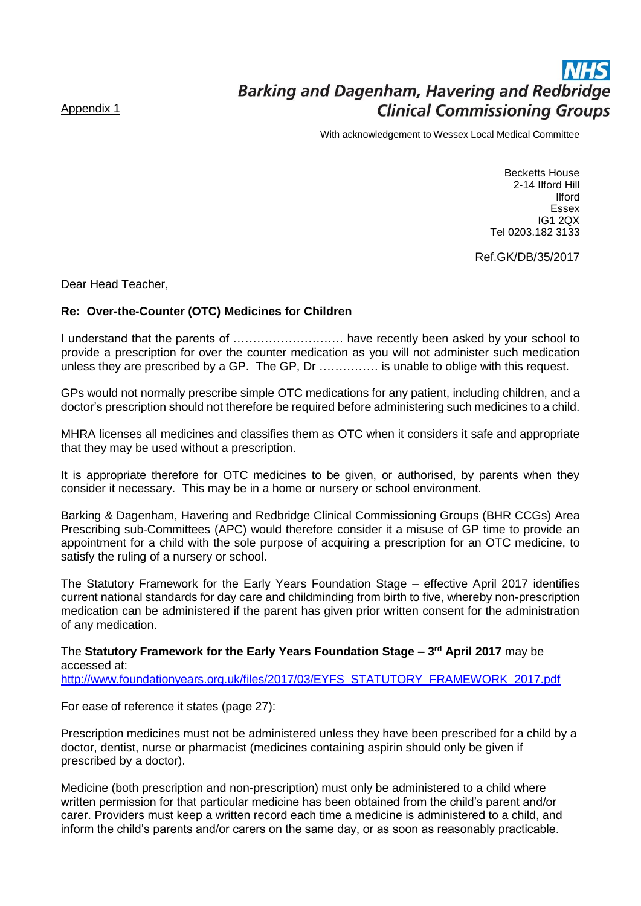Appendix 1

**Barking and Dagenham, Havering and Redbridge Clinical Commissioning Groups**

With acknowledgement to Wessex Local Medical Committee

Becketts House
2-14 Ilford Hill
Ilford
Essex
IG1 2QX
Tel 0203.182 3133

Ref.GK/DB/35/2017

Dear Head Teacher,

**Re: Over-the-Counter (OTC) Medicines for Children**

I understand that the parents of ………………………. have recently been asked by your school to provide a prescription for over the counter medication as you will not administer such medication unless they are prescribed by a GP. The GP, Dr …………… is unable to oblige with this request.

GPs would not normally prescribe simple OTC medications for any patient, including children, and a doctor's prescription should not therefore be required before administering such medicines to a child.

MHRA licenses all medicines and classifies them as OTC when it considers it safe and appropriate that they may be used without a prescription.

It is appropriate therefore for OTC medicines to be given, or authorised, by parents when they consider it necessary. This may be in a home or nursery or school environment.

Barking & Dagenham, Havering and Redbridge Clinical Commissioning Groups (BHR CCGs) Area Prescribing sub-Committees (APC) would therefore consider it a misuse of GP time to provide an appointment for a child with the sole purpose of acquiring a prescription for an OTC medicine, to satisfy the ruling of a nursery or school.

The Statutory Framework for the Early Years Foundation Stage – effective April 2017 identifies current national standards for day care and childminding from birth to five, whereby non-prescription medication can be administered if the parent has given prior written consent for the administration of any medication.

The **Statutory Framework for the Early Years Foundation Stage – 3rd April 2017** may be accessed at:
http://www.foundationyears.org.uk/files/2017/03/EYFS_STATUTORY_FRAMEWORK_2017.pdf

For ease of reference it states (page 27):

Prescription medicines must not be administered unless they have been prescribed for a child by a doctor, dentist, nurse or pharmacist (medicines containing aspirin should only be given if prescribed by a doctor).

Medicine (both prescription and non-prescription) must only be administered to a child where written permission for that particular medicine has been obtained from the child's parent and/or carer. Providers must keep a written record each time a medicine is administered to a child, and inform the child's parents and/or carers on the same day, or as soon as reasonably practicable.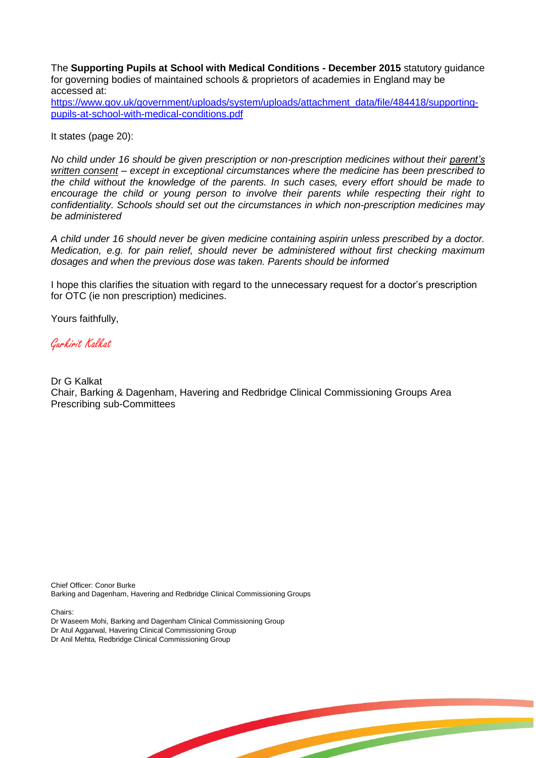The **Supporting Pupils at School with Medical Conditions - December 2015** statutory guidance for governing bodies of maintained schools & proprietors of academies in England may be accessed at:
https://www.gov.uk/government/uploads/system/uploads/attachment_data/file/484418/supporting-pupils-at-school-with-medical-conditions.pdf

It states (page 20):

*No child under 16 should be given prescription or non-prescription medicines without their parent's written consent – except in exceptional circumstances where the medicine has been prescribed to the child without the knowledge of the parents. In such cases, every effort should be made to encourage the child or young person to involve their parents while respecting their right to confidentiality. Schools should set out the circumstances in which non-prescription medicines may be administered*

*A child under 16 should never be given medicine containing aspirin unless prescribed by a doctor. Medication, e.g. for pain relief, should never be administered without first checking maximum dosages and when the previous dose was taken. Parents should be informed*

I hope this clarifies the situation with regard to the unnecessary request for a doctor's prescription for OTC (ie non prescription) medicines.

Yours faithfully,

Gurkirit Kalkat

Dr G Kalkat
Chair, Barking & Dagenham, Havering and Redbridge Clinical Commissioning Groups Area Prescribing sub-Committees

Chief Officer: Conor Burke
Barking and Dagenham, Havering and Redbridge Clinical Commissioning Groups

Chairs:
Dr Waseem Mohi, Barking and Dagenham Clinical Commissioning Group
Dr Atul Aggarwal, Havering Clinical Commissioning Group
Dr Anil Mehta, Redbridge Clinical Commissioning Group